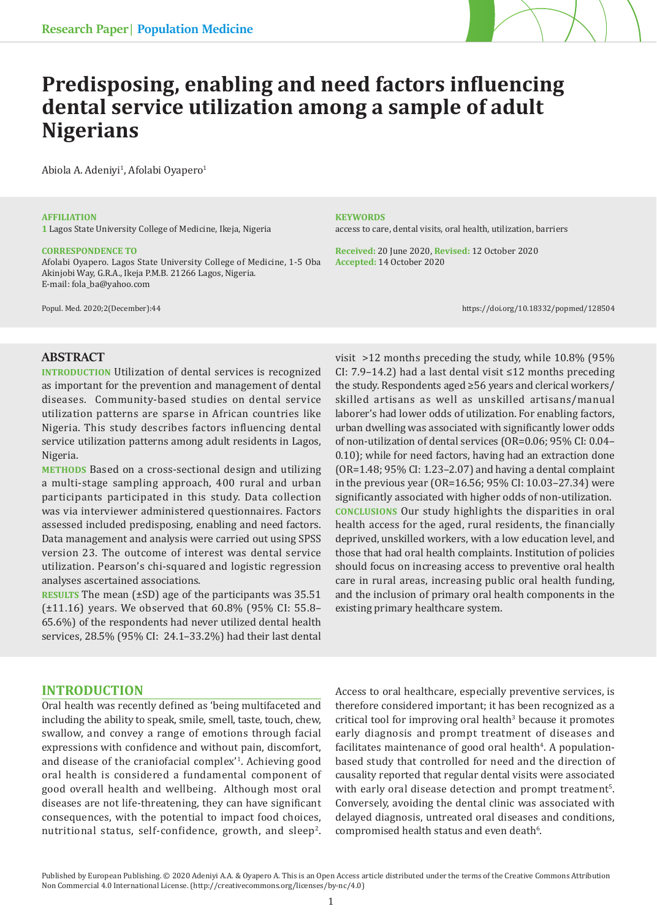Research Paper | Population Medicine

# Predisposing, enabling and need factors influencing dental service utilization among a sample of adult Nigerians

Abiola A. Adeniyi[1], Afolabi Oyapero[1]

**AFFILIATION**
1 Lagos State University College of Medicine, Ikeja, Nigeria

**CORRESPONDENCE TO**
Afolabi Oyapero. Lagos State University College of Medicine, 1-5 Oba Akinjobi Way, G.R.A., Ikeja P.M.B. 21266 Lagos, Nigeria.
E-mail: fola_ba@yahoo.com

**KEYWORDS**
access to care, dental visits, oral health, utilization, barriers

**Received:** 20 June 2020, **Revised:** 12 October 2020
**Accepted:** 14 October 2020

Popul. Med. 2020;2(December):44

https://doi.org/10.18332/popmed/128504

## ABSTRACT

**INTRODUCTION** Utilization of dental services is recognized as important for the prevention and management of dental diseases. Community-based studies on dental service utilization patterns are sparse in African countries like Nigeria. This study describes factors influencing dental service utilization patterns among adult residents in Lagos, Nigeria.

**METHODS** Based on a cross-sectional design and utilizing a multi-stage sampling approach, 400 rural and urban participants participated in this study. Data collection was via interviewer administered questionnaires. Factors assessed included predisposing, enabling and need factors. Data management and analysis were carried out using SPSS version 23. The outcome of interest was dental service utilization. Pearson's chi-squared and logistic regression analyses ascertained associations.

**RESULTS** The mean (±SD) age of the participants was 35.51 (±11.16) years. We observed that 60.8% (95% CI: 55.8–65.6%) of the respondents had never utilized dental health services, 28.5% (95% CI: 24.1–33.2%) had their last dental visit >12 months preceding the study, while 10.8% (95% CI: 7.9–14.2) had a last dental visit ≤12 months preceding the study. Respondents aged ≥56 years and clerical workers/skilled artisans as well as unskilled artisans/manual laborer's had lower odds of utilization. For enabling factors, urban dwelling was associated with significantly lower odds of non-utilization of dental services (OR=0.06; 95% CI: 0.04–0.10); while for need factors, having had an extraction done (OR=1.48; 95% CI: 1.23–2.07) and having a dental complaint in the previous year (OR=16.56; 95% CI: 10.03–27.34) were significantly associated with higher odds of non-utilization.

**CONCLUSIONS** Our study highlights the disparities in oral health access for the aged, rural residents, the financially deprived, unskilled workers, with a low education level, and those that had oral health complaints. Institution of policies should focus on increasing access to preventive oral health care in rural areas, increasing public oral health funding, and the inclusion of primary oral health components in the existing primary healthcare system.

## INTRODUCTION

Oral health was recently defined as 'being multifaceted and including the ability to speak, smile, smell, taste, touch, chew, swallow, and convey a range of emotions through facial expressions with confidence and without pain, discomfort, and disease of the craniofacial complex'[1]. Achieving good oral health is considered a fundamental component of good overall health and wellbeing. Although most oral diseases are not life-threatening, they can have significant consequences, with the potential to impact food choices, nutritional status, self-confidence, growth, and sleep[2].

Access to oral healthcare, especially preventive services, is therefore considered important; it has been recognized as a critical tool for improving oral health[3] because it promotes early diagnosis and prompt treatment of diseases and facilitates maintenance of good oral health[4]. A population-based study that controlled for need and the direction of causality reported that regular dental visits were associated with early oral disease detection and prompt treatment[5]. Conversely, avoiding the dental clinic was associated with delayed diagnosis, untreated oral diseases and conditions, compromised health status and even death[6].

Published by European Publishing. © 2020 Adeniyi A.A. & Oyapero A. This is an Open Access article distributed under the terms of the Creative Commons Attribution Non Commercial 4.0 International License. (http://creativecommons.org/licenses/by-nc/4.0)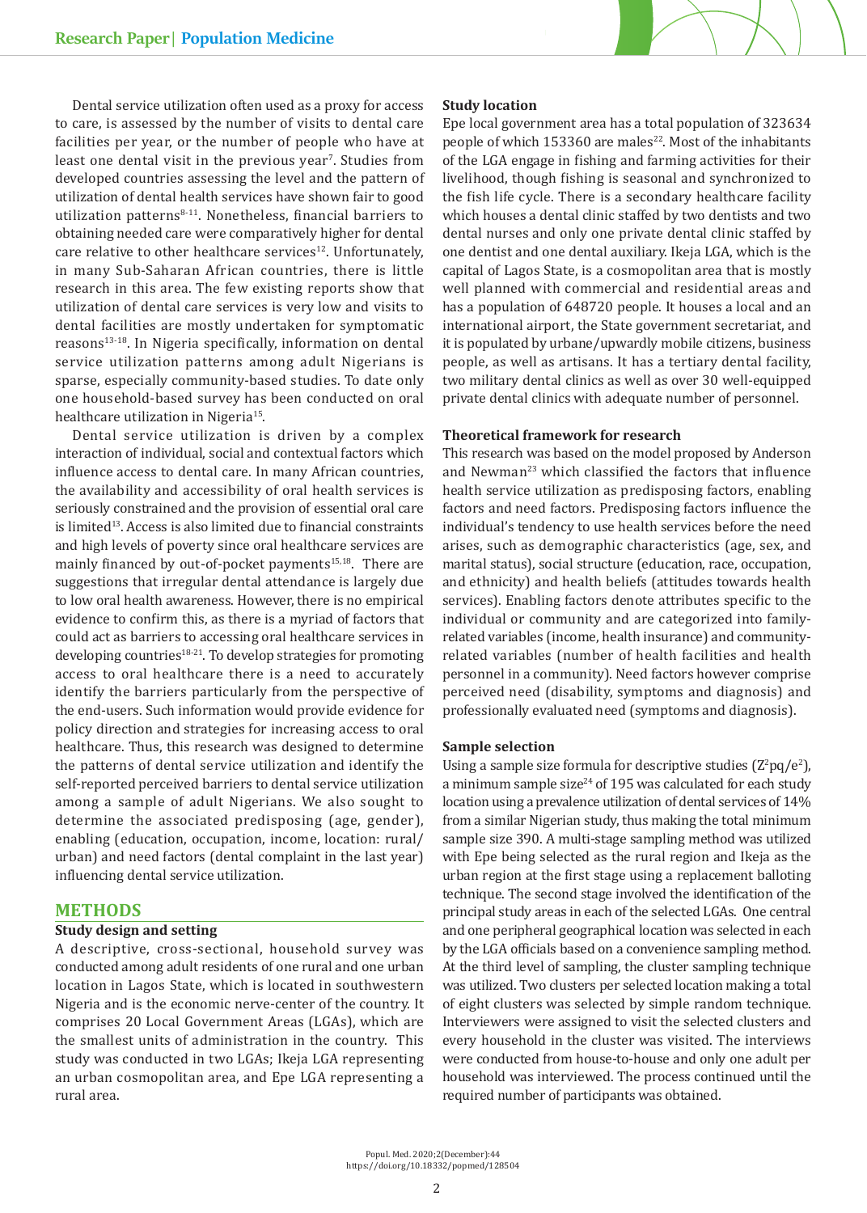Dental service utilization often used as a proxy for access to care, is assessed by the number of visits to dental care facilities per year, or the number of people who have at least one dental visit in the previous year[7]. Studies from developed countries assessing the level and the pattern of utilization of dental health services have shown fair to good utilization patterns[8-11]. Nonetheless, financial barriers to obtaining needed care were comparatively higher for dental care relative to other healthcare services[12]. Unfortunately, in many Sub-Saharan African countries, there is little research in this area. The few existing reports show that utilization of dental care services is very low and visits to dental facilities are mostly undertaken for symptomatic reasons[13-18]. In Nigeria specifically, information on dental service utilization patterns among adult Nigerians is sparse, especially community-based studies. To date only one household-based survey has been conducted on oral healthcare utilization in Nigeria[15].

Dental service utilization is driven by a complex interaction of individual, social and contextual factors which influence access to dental care. In many African countries, the availability and accessibility of oral health services is seriously constrained and the provision of essential oral care is limited[13]. Access is also limited due to financial constraints and high levels of poverty since oral healthcare services are mainly financed by out-of-pocket payments[15,18]. There are suggestions that irregular dental attendance is largely due to low oral health awareness. However, there is no empirical evidence to confirm this, as there is a myriad of factors that could act as barriers to accessing oral healthcare services in developing countries[18-21]. To develop strategies for promoting access to oral healthcare there is a need to accurately identify the barriers particularly from the perspective of the end-users. Such information would provide evidence for policy direction and strategies for increasing access to oral healthcare. Thus, this research was designed to determine the patterns of dental service utilization and identify the self-reported perceived barriers to dental service utilization among a sample of adult Nigerians. We also sought to determine the associated predisposing (age, gender), enabling (education, occupation, income, location: rural/urban) and need factors (dental complaint in the last year) influencing dental service utilization.

## METHODS

### Study design and setting

A descriptive, cross-sectional, household survey was conducted among adult residents of one rural and one urban location in Lagos State, which is located in southwestern Nigeria and is the economic nerve-center of the country. It comprises 20 Local Government Areas (LGAs), which are the smallest units of administration in the country. This study was conducted in two LGAs; Ikeja LGA representing an urban cosmopolitan area, and Epe LGA representing a rural area.

### Study location

Epe local government area has a total population of 323634 people of which 153360 are males[22]. Most of the inhabitants of the LGA engage in fishing and farming activities for their livelihood, though fishing is seasonal and synchronized to the fish life cycle. There is a secondary healthcare facility which houses a dental clinic staffed by two dentists and two dental nurses and only one private dental clinic staffed by one dentist and one dental auxiliary. Ikeja LGA, which is the capital of Lagos State, is a cosmopolitan area that is mostly well planned with commercial and residential areas and has a population of 648720 people. It houses a local and an international airport, the State government secretariat, and it is populated by urbane/upwardly mobile citizens, business people, as well as artisans. It has a tertiary dental facility, two military dental clinics as well as over 30 well-equipped private dental clinics with adequate number of personnel.

### Theoretical framework for research

This research was based on the model proposed by Anderson and Newman[23] which classified the factors that influence health service utilization as predisposing factors, enabling factors and need factors. Predisposing factors influence the individual's tendency to use health services before the need arises, such as demographic characteristics (age, sex, and marital status), social structure (education, race, occupation, and ethnicity) and health beliefs (attitudes towards health services). Enabling factors denote attributes specific to the individual or community and are categorized into family-related variables (income, health insurance) and community-related variables (number of health facilities and health personnel in a community). Need factors however comprise perceived need (disability, symptoms and diagnosis) and professionally evaluated need (symptoms and diagnosis).

### Sample selection

Using a sample size formula for descriptive studies ($Z^2pq/e^2$), a minimum sample size[24] of 195 was calculated for each study location using a prevalence utilization of dental services of 14% from a similar Nigerian study, thus making the total minimum sample size 390. A multi-stage sampling method was utilized with Epe being selected as the rural region and Ikeja as the urban region at the first stage using a replacement balloting technique. The second stage involved the identification of the principal study areas in each of the selected LGAs. One central and one peripheral geographical location was selected in each by the LGA officials based on a convenience sampling method. At the third level of sampling, the cluster sampling technique was utilized. Two clusters per selected location making a total of eight clusters was selected by simple random technique. Interviewers were assigned to visit the selected clusters and every household in the cluster was visited. The interviews were conducted from house-to-house and only one adult per household was interviewed. The process continued until the required number of participants was obtained.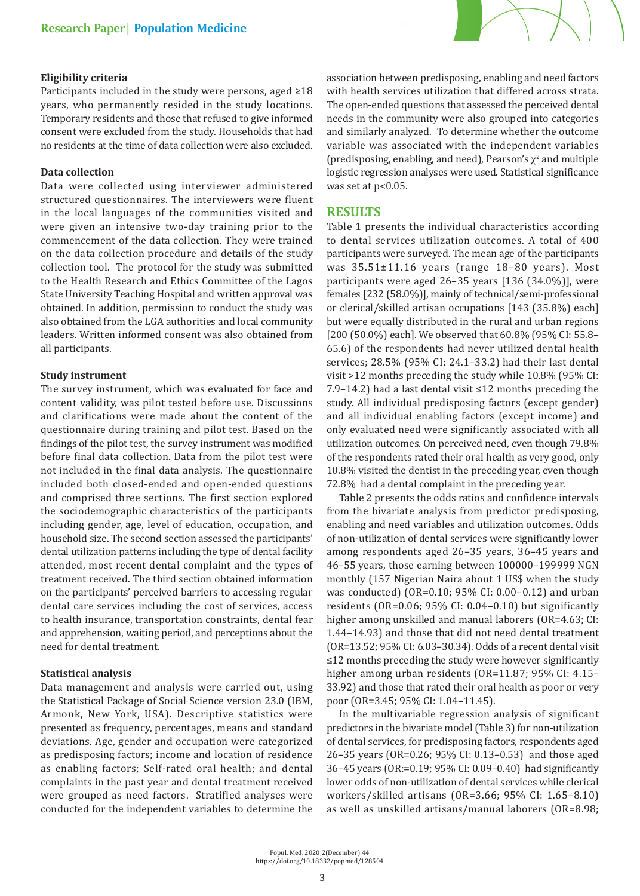### Eligibility criteria

Participants included in the study were persons, aged ≥18 years, who permanently resided in the study locations. Temporary residents and those that refused to give informed consent were excluded from the study. Households that had no residents at the time of data collection were also excluded.

### Data collection

Data were collected using interviewer administered structured questionnaires. The interviewers were fluent in the local languages of the communities visited and were given an intensive two-day training prior to the commencement of the data collection. They were trained on the data collection procedure and details of the study collection tool. The protocol for the study was submitted to the Health Research and Ethics Committee of the Lagos State University Teaching Hospital and written approval was obtained. In addition, permission to conduct the study was also obtained from the LGA authorities and local community leaders. Written informed consent was also obtained from all participants.

### Study instrument

The survey instrument, which was evaluated for face and content validity, was pilot tested before use. Discussions and clarifications were made about the content of the questionnaire during training and pilot test. Based on the findings of the pilot test, the survey instrument was modified before final data collection. Data from the pilot test were not included in the final data analysis. The questionnaire included both closed-ended and open-ended questions and comprised three sections. The first section explored the sociodemographic characteristics of the participants including gender, age, level of education, occupation, and household size. The second section assessed the participants' dental utilization patterns including the type of dental facility attended, most recent dental complaint and the types of treatment received. The third section obtained information on the participants' perceived barriers to accessing regular dental care services including the cost of services, access to health insurance, transportation constraints, dental fear and apprehension, waiting period, and perceptions about the need for dental treatment.

### Statistical analysis

Data management and analysis were carried out, using the Statistical Package of Social Science version 23.0 (IBM, Armonk, New York, USA). Descriptive statistics were presented as frequency, percentages, means and standard deviations. Age, gender and occupation were categorized as predisposing factors; income and location of residence as enabling factors; Self-rated oral health; and dental complaints in the past year and dental treatment received were grouped as need factors. Stratified analyses were conducted for the independent variables to determine the association between predisposing, enabling and need factors with health services utilization that differed across strata. The open-ended questions that assessed the perceived dental needs in the community were also grouped into categories and similarly analyzed. To determine whether the outcome variable was associated with the independent variables (predisposing, enabling, and need), Pearson's $\chi^2$ and multiple logistic regression analyses were used. Statistical significance was set at $p<0.05$.

## RESULTS

Table 1 presents the individual characteristics according to dental services utilization outcomes. A total of 400 participants were surveyed. The mean age of the participants was 35.51±11.16 years (range 18–80 years). Most participants were aged 26–35 years [136 (34.0%)], were females [232 (58.0%)], mainly of technical/semi-professional or clerical/skilled artisan occupations [143 (35.8%) each] but were equally distributed in the rural and urban regions [200 (50.0%) each]. We observed that 60.8% (95% CI: 55.8–65.6) of the respondents had never utilized dental health services; 28.5% (95% CI: 24.1–33.2) had their last dental visit >12 months preceding the study while 10.8% (95% CI: 7.9–14.2) had a last dental visit ≤12 months preceding the study. All individual predisposing factors (except gender) and all individual enabling factors (except income) and only evaluated need were significantly associated with all utilization outcomes. On perceived need, even though 79.8% of the respondents rated their oral health as very good, only 10.8% visited the dentist in the preceding year, even though 72.8% had a dental complaint in the preceding year.

Table 2 presents the odds ratios and confidence intervals from the bivariate analysis from predictor predisposing, enabling and need variables and utilization outcomes. Odds of non-utilization of dental services were significantly lower among respondents aged 26–35 years, 36–45 years and 46–55 years, those earning between 100000–199999 NGN monthly (157 Nigerian Naira about 1 US$ when the study was conducted) (OR=0.10; 95% CI: 0.00–0.12) and urban residents (OR=0.06; 95% CI: 0.04–0.10) but significantly higher among unskilled and manual laborers (OR=4.63; CI: 1.44–14.93) and those that did not need dental treatment (OR=13.52; 95% CI: 6.03–30.34). Odds of a recent dental visit ≤12 months preceding the study were however significantly higher among urban residents (OR=11.87; 95% CI: 4.15–33.92) and those that rated their oral health as poor or very poor (OR=3.45; 95% CI: 1.04–11.45).

In the multivariable regression analysis of significant predictors in the bivariate model (Table 3) for non-utilization of dental services, for predisposing factors, respondents aged 26–35 years (OR=0.26; 95% CI: 0.13–0.53) and those aged 36–45 years (OR:=0.19; 95% CI: 0.09–0.40) had significantly lower odds of non-utilization of dental services while clerical workers/skilled artisans (OR=3.66; 95% CI: 1.65–8.10) as well as unskilled artisans/manual laborers (OR=8.98;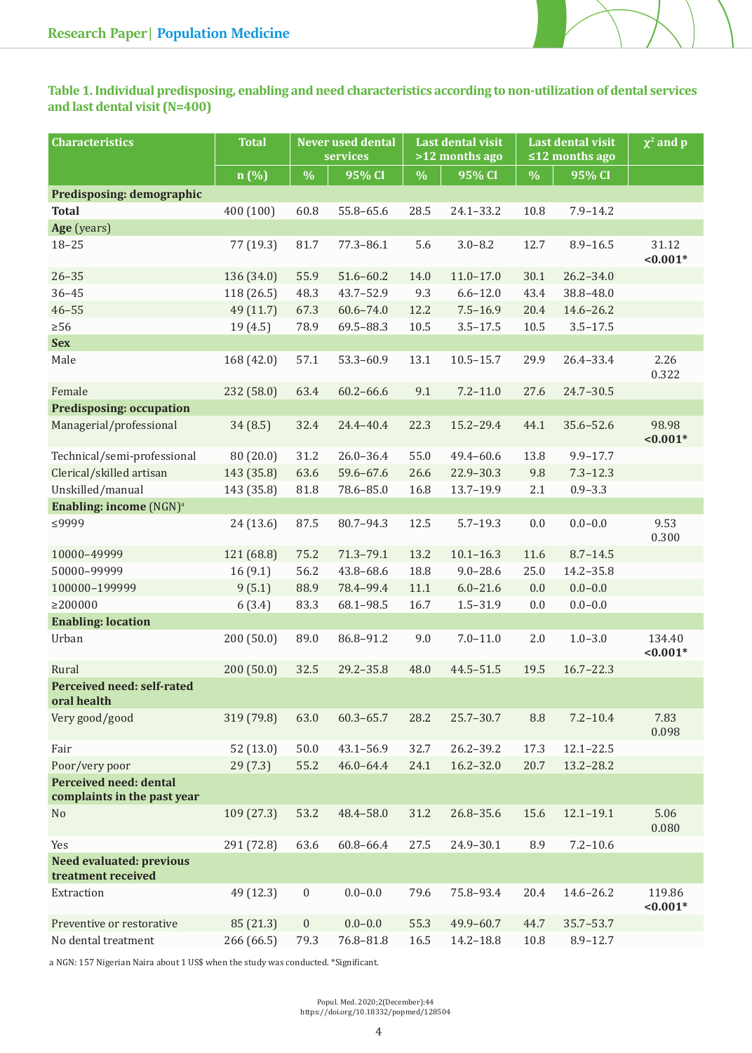**Table 1. Individual predisposing, enabling and need characteristics according to non-utilization of dental services and last dental visit (N=400)**

| Characteristics | Total | Never used dental services | | Last dental visit >12 months ago | | Last dental visit ≤12 months ago | | $\chi^2$ and p |
|---|---|---|---|---|---|---|---|---|
| | n (%) | % | 95% CI | % | 95% CI | % | 95% CI | |
| **Predisposing: demographic** | | | | | | | | |
| **Total** | 400 (100) | 60.8 | 55.8–65.6 | 28.5 | 24.1–33.2 | 10.8 | 7.9–14.2 | |
| **Age** (years) | | | | | | | | |
| 18–25 | 77 (19.3) | 81.7 | 77.3–86.1 | 5.6 | 3.0–8.2 | 12.7 | 8.9–16.5 | 31.12 **<0.001*** |
| 26–35 | 136 (34.0) | 55.9 | 51.6–60.2 | 14.0 | 11.0–17.0 | 30.1 | 26.2–34.0 | |
| 36–45 | 118 (26.5) | 48.3 | 43.7–52.9 | 9.3 | 6.6–12.0 | 43.4 | 38.8–48.0 | |
| 46–55 | 49 (11.7) | 67.3 | 60.6–74.0 | 12.2 | 7.5–16.9 | 20.4 | 14.6–26.2 | |
| ≥56 | 19 (4.5) | 78.9 | 69.5–88.3 | 10.5 | 3.5–17.5 | 10.5 | 3.5–17.5 | |
| **Sex** | | | | | | | | |
| Male | 168 (42.0) | 57.1 | 53.3–60.9 | 13.1 | 10.5–15.7 | 29.9 | 26.4–33.4 | 2.26 0.322 |
| Female | 232 (58.0) | 63.4 | 60.2–66.6 | 9.1 | 7.2–11.0 | 27.6 | 24.7–30.5 | |
| **Predisposing: occupation** | | | | | | | | |
| Managerial/professional | 34 (8.5) | 32.4 | 24.4–40.4 | 22.3 | 15.2–29.4 | 44.1 | 35.6–52.6 | 98.98 **<0.001*** |
| Technical/semi-professional | 80 (20.0) | 31.2 | 26.0–36.4 | 55.0 | 49.4–60.6 | 13.8 | 9.9–17.7 | |
| Clerical/skilled artisan | 143 (35.8) | 63.6 | 59.6–67.6 | 26.6 | 22.9–30.3 | 9.8 | 7.3–12.3 | |
| Unskilled/manual | 143 (35.8) | 81.8 | 78.6–85.0 | 16.8 | 13.7–19.9 | 2.1 | 0.9–3.3 | |
| **Enabling: income** (NGN)[a] | | | | | | | | |
| ≤9999 | 24 (13.6) | 87.5 | 80.7–94.3 | 12.5 | 5.7–19.3 | 0.0 | 0.0–0.0 | 9.53 0.300 |
| 10000–49999 | 121 (68.8) | 75.2 | 71.3–79.1 | 13.2 | 10.1–16.3 | 11.6 | 8.7–14.5 | |
| 50000–99999 | 16 (9.1) | 56.2 | 43.8–68.6 | 18.8 | 9.0–28.6 | 25.0 | 14.2–35.8 | |
| 100000–199999 | 9 (5.1) | 88.9 | 78.4–99.4 | 11.1 | 6.0–21.6 | 0.0 | 0.0–0.0 | |
| ≥200000 | 6 (3.4) | 83.3 | 68.1–98.5 | 16.7 | 1.5–31.9 | 0.0 | 0.0–0.0 | |
| **Enabling: location** | | | | | | | | |
| Urban | 200 (50.0) | 89.0 | 86.8–91.2 | 9.0 | 7.0–11.0 | 2.0 | 1.0–3.0 | 134.40 **<0.001*** |
| Rural | 200 (50.0) | 32.5 | 29.2–35.8 | 48.0 | 44.5–51.5 | 19.5 | 16.7–22.3 | |
| **Perceived need: self-rated oral health** | | | | | | | | |
| Very good/good | 319 (79.8) | 63.0 | 60.3–65.7 | 28.2 | 25.7–30.7 | 8.8 | 7.2–10.4 | 7.83 0.098 |
| Fair | 52 (13.0) | 50.0 | 43.1–56.9 | 32.7 | 26.2–39.2 | 17.3 | 12.1–22.5 | |
| Poor/very poor | 29 (7.3) | 55.2 | 46.0–64.4 | 24.1 | 16.2–32.0 | 20.7 | 13.2–28.2 | |
| **Perceived need: dental complaints in the past year** | | | | | | | | |
| No | 109 (27.3) | 53.2 | 48.4–58.0 | 31.2 | 26.8–35.6 | 15.6 | 12.1–19.1 | 5.06 0.080 |
| Yes | 291 (72.8) | 63.6 | 60.8–66.4 | 27.5 | 24.9–30.1 | 8.9 | 7.2–10.6 | |
| **Need evaluated: previous treatment received** | | | | | | | | |
| Extraction | 49 (12.3) | 0 | 0.0–0.0 | 79.6 | 75.8–93.4 | 20.4 | 14.6–26.2 | 119.86 **<0.001*** |
| Preventive or restorative | 85 (21.3) | 0 | 0.0–0.0 | 55.3 | 49.9–60.7 | 44.7 | 35.7–53.7 | |
| No dental treatment | 266 (66.5) | 79.3 | 76.8–81.8 | 16.5 | 14.2–18.8 | 10.8 | 8.9–12.7 | |

a NGN: 157 Nigerian Naira about 1 US$ when the study was conducted. *Significant.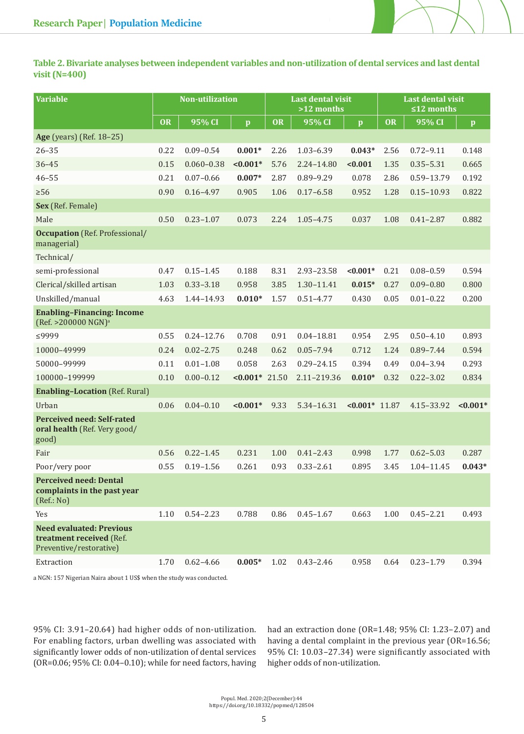**Table 2. Bivariate analyses between independent variables and non-utilization of dental services and last dental visit (N=400)**

| Variable | Non-utilization | | | Last dental visit >12 months | | | Last dental visit ≤12 months | | |
|---|---|---|---|---|---|---|---|---|---|
| | OR | 95% CI | p | OR | 95% CI | p | OR | 95% CI | p |
| **Age** (years) (Ref. 18–25) | | | | | | | | | |
| 26–35 | 0.22 | 0.09–0.54 | **0.001*** | 2.26 | 1.03–6.39 | **0.043*** | 2.56 | 0.72–9.11 | 0.148 |
| 36–45 | 0.15 | 0.060–0.38 | **<0.001*** | 5.76 | 2.24–14.80 | **<0.001** | 1.35 | 0.35–5.31 | 0.665 |
| 46–55 | 0.21 | 0.07–0.66 | **0.007*** | 2.87 | 0.89–9.29 | 0.078 | 2.86 | 0.59–13.79 | 0.192 |
| ≥56 | 0.90 | 0.16–4.97 | 0.905 | 1.06 | 0.17–6.58 | 0.952 | 1.28 | 0.15–10.93 | 0.822 |
| **Sex** (Ref. Female) | | | | | | | | | |
| Male | 0.50 | 0.23–1.07 | 0.073 | 2.24 | 1.05–4.75 | 0.037 | 1.08 | 0.41–2.87 | 0.882 |
| **Occupation** (Ref. Professional/ managerial) | | | | | | | | | |
| Technical/ semi-professional | 0.47 | 0.15–1.45 | 0.188 | 8.31 | 2.93–23.58 | **<0.001*** | 0.21 | 0.08–0.59 | 0.594 |
| Clerical/skilled artisan | 1.03 | 0.33–3.18 | 0.958 | 3.85 | 1.30–11.41 | **0.015*** | 0.27 | 0.09–0.80 | 0.800 |
| Unskilled/manual | 4.63 | 1.44–14.93 | **0.010*** | 1.57 | 0.51–4.77 | 0.430 | 0.05 | 0.01–0.22 | 0.200 |
| **Enabling–Financing: Income** (Ref. >200000 NGN)[a] | | | | | | | | | |
| ≤9999 | 0.55 | 0.24–12.76 | 0.708 | 0.91 | 0.04–18.81 | 0.954 | 2.95 | 0.50–4.10 | 0.893 |
| 10000–49999 | 0.24 | 0.02–2.75 | 0.248 | 0.62 | 0.05–7.94 | 0.712 | 1.24 | 0.89–7.44 | 0.594 |
| 50000–99999 | 0.11 | 0.01–1.08 | 0.058 | 2.63 | 0.29–24.15 | 0.394 | 0.49 | 0.04–3.94 | 0.293 |
| 100000–199999 | 0.10 | 0.00–0.12 | **<0.001*** | 21.50 | 2.11–219.36 | **0.010*** | 0.32 | 0.22–3.02 | 0.834 |
| **Enabling–Location** (Ref. Rural) | | | | | | | | | |
| Urban | 0.06 | 0.04–0.10 | **<0.001*** | 9.33 | 5.34–16.31 | **<0.001*** | 11.87 | 4.15–33.92 | **<0.001*** |
| **Perceived need: Self-rated oral health** (Ref. Very good/ good) | | | | | | | | | |
| Fair | 0.56 | 0.22–1.45 | 0.231 | 1.00 | 0.41–2.43 | 0.998 | 1.77 | 0.62–5.03 | 0.287 |
| Poor/very poor | 0.55 | 0.19–1.56 | 0.261 | 0.93 | 0.33–2.61 | 0.895 | 3.45 | 1.04–11.45 | **0.043*** |
| **Perceived need: Dental complaints in the past year** (Ref.: No) | | | | | | | | | |
| Yes | 1.10 | 0.54–2.23 | 0.788 | 0.86 | 0.45–1.67 | 0.663 | 1.00 | 0.45–2.21 | 0.493 |
| **Need evaluated: Previous treatment received** (Ref. Preventive/restorative) | | | | | | | | | |
| Extraction | 1.70 | 0.62–4.66 | **0.005*** | 1.02 | 0.43–2.46 | 0.958 | 0.64 | 0.23–1.79 | 0.394 |

a NGN: 157 Nigerian Naira about 1 US$ when the study was conducted.

95% CI: 3.91–20.64) had higher odds of non-utilization. For enabling factors, urban dwelling was associated with significantly lower odds of non-utilization of dental services (OR=0.06; 95% CI: 0.04–0.10); while for need factors, having had an extraction done (OR=1.48; 95% CI: 1.23–2.07) and having a dental complaint in the previous year (OR=16.56; 95% CI: 10.03–27.34) were significantly associated with higher odds of non-utilization.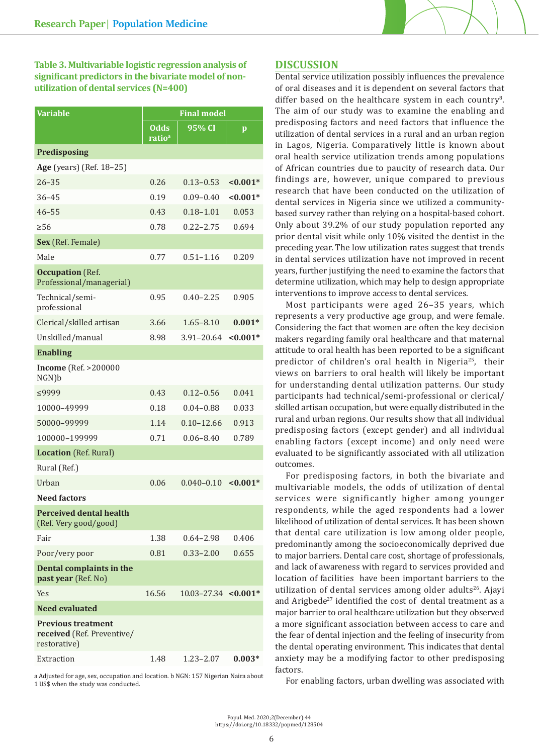**Table 3. Multivariable logistic regression analysis of significant predictors in the bivariate model of non-utilization of dental services (N=400)**

| Variable | Final model | | |
|---|---|---|---|
| | Odds ratio[a] | 95% CI | p |
| **Predisposing** | | | |
| **Age** (years) (Ref. 18–25) | | | |
| 26–35 | 0.26 | 0.13–0.53 | **<0.001*** |
| 36–45 | 0.19 | 0.09–0.40 | **<0.001*** |
| 46–55 | 0.43 | 0.18–1.01 | 0.053 |
| ≥56 | 0.78 | 0.22–2.75 | 0.694 |
| **Sex** (Ref. Female) | | | |
| Male | 0.77 | 0.51–1.16 | 0.209 |
| **Occupation** (Ref. Professional/managerial) | | | |
| Technical/semi-professional | 0.95 | 0.40–2.25 | 0.905 |
| Clerical/skilled artisan | 3.66 | 1.65–8.10 | **0.001*** |
| Unskilled/manual | 8.98 | 3.91–20.64 | **<0.001*** |
| **Enabling** | | | |
| **Income** (Ref. >200000 NGN)b | | | |
| ≤9999 | 0.43 | 0.12–0.56 | 0.041 |
| 10000–49999 | 0.18 | 0.04–0.88 | 0.033 |
| 50000–99999 | 1.14 | 0.10–12.66 | 0.913 |
| 100000–199999 | 0.71 | 0.06–8.40 | 0.789 |
| **Location** (Ref. Rural) | | | |
| Rural (Ref.) | | | |
| Urban | 0.06 | 0.040–0.10 | **<0.001*** |
| **Need factors** | | | |
| **Perceived dental health** (Ref. Very good/good) | | | |
| Fair | 1.38 | 0.64–2.98 | 0.406 |
| Poor/very poor | 0.81 | 0.33–2.00 | 0.655 |
| **Dental complaints in the past year** (Ref. No) | | | |
| Yes | 16.56 | 10.03–27.34 | **<0.001*** |
| **Need evaluated** | | | |
| **Previous treatment received** (Ref. Preventive/restorative) | | | |
| Extraction | 1.48 | 1.23–2.07 | **0.003*** |

a Adjusted for age, sex, occupation and location. b NGN: 157 Nigerian Naira about 1 US$ when the study was conducted.

## DISCUSSION

Dental service utilization possibly influences the prevalence of oral diseases and it is dependent on several factors that differ based on the healthcare system in each country[8]. The aim of our study was to examine the enabling and predisposing factors and need factors that influence the utilization of dental services in a rural and an urban region in Lagos, Nigeria. Comparatively little is known about oral health service utilization trends among populations of African countries due to paucity of research data. Our findings are, however, unique compared to previous research that have been conducted on the utilization of dental services in Nigeria since we utilized a community-based survey rather than relying on a hospital-based cohort. Only about 39.2% of our study population reported any prior dental visit while only 10% visited the dentist in the preceding year. The low utilization rates suggest that trends in dental services utilization have not improved in recent years, further justifying the need to examine the factors that determine utilization, which may help to design appropriate interventions to improve access to dental services.

Most participants were aged 26–35 years, which represents a very productive age group, and were female. Considering the fact that women are often the key decision makers regarding family oral healthcare and that maternal attitude to oral health has been reported to be a significant predictor of children's oral health in Nigeria[25], their views on barriers to oral health will likely be important for understanding dental utilization patterns. Our study participants had technical/semi-professional or clerical/skilled artisan occupation, but were equally distributed in the rural and urban regions. Our results show that all individual predisposing factors (except gender) and all individual enabling factors (except income) and only need were evaluated to be significantly associated with all utilization outcomes.

For predisposing factors, in both the bivariate and multivariable models, the odds of utilization of dental services were significantly higher among younger respondents, while the aged respondents had a lower likelihood of utilization of dental services. It has been shown that dental care utilization is low among older people, predominantly among the socioeconomically deprived due to major barriers. Dental care cost, shortage of professionals, and lack of awareness with regard to services provided and location of facilities have been important barriers to the utilization of dental services among older adults[26]. Ajayi and Arigbede[27] identified the cost of dental treatment as a major barrier to oral healthcare utilization but they observed a more significant association between access to care and the fear of dental injection and the feeling of insecurity from the dental operating environment. This indicates that dental anxiety may be a modifying factor to other predisposing factors.

For enabling factors, urban dwelling was associated with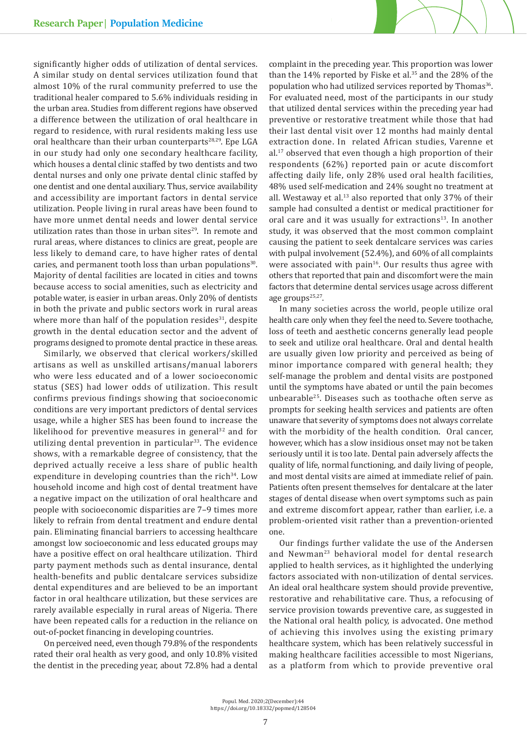significantly higher odds of utilization of dental services. A similar study on dental services utilization found that almost 10% of the rural community preferred to use the traditional healer compared to 5.6% individuals residing in the urban area. Studies from different regions have observed a difference between the utilization of oral healthcare in regard to residence, with rural residents making less use oral healthcare than their urban counterparts[28,29]. Epe LGA in our study had only one secondary healthcare facility, which houses a dental clinic staffed by two dentists and two dental nurses and only one private dental clinic staffed by one dentist and one dental auxiliary. Thus, service availability and accessibility are important factors in dental service utilization. People living in rural areas have been found to have more unmet dental needs and lower dental service utilization rates than those in urban sites[29]. In remote and rural areas, where distances to clinics are great, people are less likely to demand care, to have higher rates of dental caries, and permanent tooth loss than urban populations[30]. Majority of dental facilities are located in cities and towns because access to social amenities, such as electricity and potable water, is easier in urban areas. Only 20% of dentists in both the private and public sectors work in rural areas where more than half of the population resides[31], despite growth in the dental education sector and the advent of programs designed to promote dental practice in these areas.

Similarly, we observed that clerical workers/skilled artisans as well as unskilled artisans/manual laborers who were less educated and of a lower socioeconomic status (SES) had lower odds of utilization. This result confirms previous findings showing that socioeconomic conditions are very important predictors of dental services usage, while a higher SES has been found to increase the likelihood for preventive measures in general[32] and for utilizing dental prevention in particular[33]. The evidence shows, with a remarkable degree of consistency, that the deprived actually receive a less share of public health expenditure in developing countries than the rich[34]. Low household income and high cost of dental treatment have a negative impact on the utilization of oral healthcare and people with socioeconomic disparities are 7–9 times more likely to refrain from dental treatment and endure dental pain. Eliminating financial barriers to accessing healthcare amongst low socioeconomic and less educated groups may have a positive effect on oral healthcare utilization. Third party payment methods such as dental insurance, dental health-benefits and public dentalcare services subsidize dental expenditures and are believed to be an important factor in oral healthcare utilization, but these services are rarely available especially in rural areas of Nigeria. There have been repeated calls for a reduction in the reliance on out-of-pocket financing in developing countries.

On perceived need, even though 79.8% of the respondents rated their oral health as very good, and only 10.8% visited the dentist in the preceding year, about 72.8% had a dental complaint in the preceding year. This proportion was lower than the 14% reported by Fiske et al.[35] and the 28% of the population who had utilized services reported by Thomas[36]. For evaluated need, most of the participants in our study that utilized dental services within the preceding year had preventive or restorative treatment while those that had their last dental visit over 12 months had mainly dental extraction done. In related African studies, Varenne et al.[17] observed that even though a high proportion of their respondents (62%) reported pain or acute discomfort affecting daily life, only 28% used oral health facilities, 48% used self-medication and 24% sought no treatment at all. Westaway et al.[13] also reported that only 37% of their sample had consulted a dentist or medical practitioner for oral care and it was usually for extractions[13]. In another study, it was observed that the most common complaint causing the patient to seek dentalcare services was caries with pulpal involvement (52.4%), and 60% of all complaints were associated with pain[16]. Our results thus agree with others that reported that pain and discomfort were the main factors that determine dental services usage across different age groups[25,27].

In many societies across the world, people utilize oral health care only when they feel the need to. Severe toothache, loss of teeth and aesthetic concerns generally lead people to seek and utilize oral healthcare. Oral and dental health are usually given low priority and perceived as being of minor importance compared with general health; they self-manage the problem and dental visits are postponed until the symptoms have abated or until the pain becomes unbearable[25]. Diseases such as toothache often serve as prompts for seeking health services and patients are often unaware that severity of symptoms does not always correlate with the morbidity of the health condition. Oral cancer, however, which has a slow insidious onset may not be taken seriously until it is too late. Dental pain adversely affects the quality of life, normal functioning, and daily living of people, and most dental visits are aimed at immediate relief of pain. Patients often present themselves for dentalcare at the later stages of dental disease when overt symptoms such as pain and extreme discomfort appear, rather than earlier, i.e. a problem-oriented visit rather than a prevention-oriented one.

Our findings further validate the use of the Andersen and Newman[23] behavioral model for dental research applied to health services, as it highlighted the underlying factors associated with non-utilization of dental services. An ideal oral healthcare system should provide preventive, restorative and rehabilitative care. Thus, a refocusing of service provision towards preventive care, as suggested in the National oral health policy, is advocated. One method of achieving this involves using the existing primary healthcare system, which has been relatively successful in making healthcare facilities accessible to most Nigerians, as a platform from which to provide preventive oral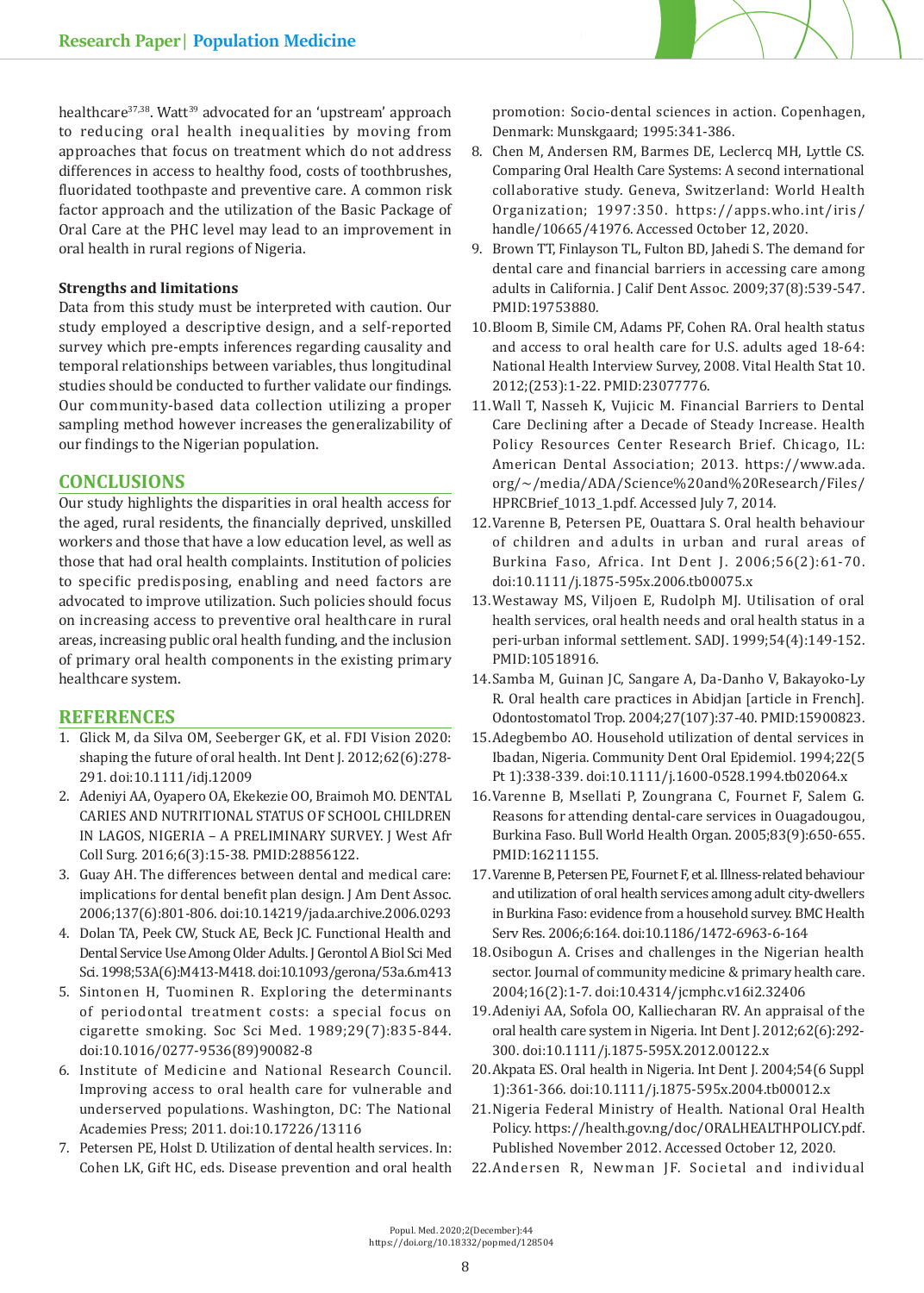healthcare[37,38]. Watt[39] advocated for an 'upstream' approach to reducing oral health inequalities by moving from approaches that focus on treatment which do not address differences in access to healthy food, costs of toothbrushes, fluoridated toothpaste and preventive care. A common risk factor approach and the utilization of the Basic Package of Oral Care at the PHC level may lead to an improvement in oral health in rural regions of Nigeria.

### Strengths and limitations

Data from this study must be interpreted with caution. Our study employed a descriptive design, and a self-reported survey which pre-empts inferences regarding causality and temporal relationships between variables, thus longitudinal studies should be conducted to further validate our findings. Our community-based data collection utilizing a proper sampling method however increases the generalizability of our findings to the Nigerian population.

## CONCLUSIONS

Our study highlights the disparities in oral health access for the aged, rural residents, the financially deprived, unskilled workers and those that have a low education level, as well as those that had oral health complaints. Institution of policies to specific predisposing, enabling and need factors are advocated to improve utilization. Such policies should focus on increasing access to preventive oral healthcare in rural areas, increasing public oral health funding, and the inclusion of primary oral health components in the existing primary healthcare system.

## REFERENCES

1. Glick M, da Silva OM, Seeberger GK, et al. FDI Vision 2020: shaping the future of oral health. Int Dent J. 2012;62(6):278-291. doi:10.1111/idj.12009
2. Adeniyi AA, Oyapero OA, Ekekezie OO, Braimoh MO. DENTAL CARIES AND NUTRITIONAL STATUS OF SCHOOL CHILDREN IN LAGOS, NIGERIA – A PRELIMINARY SURVEY. J West Afr Coll Surg. 2016;6(3):15-38. PMID:28856122.
3. Guay AH. The differences between dental and medical care: implications for dental benefit plan design. J Am Dent Assoc. 2006;137(6):801-806. doi:10.14219/jada.archive.2006.0293
4. Dolan TA, Peek CW, Stuck AE, Beck JC. Functional Health and Dental Service Use Among Older Adults. J Gerontol A Biol Sci Med Sci. 1998;53A(6):M413-M418. doi:10.1093/gerona/53a.6.m413
5. Sintonen H, Tuominen R. Exploring the determinants of periodontal treatment costs: a special focus on cigarette smoking. Soc Sci Med. 1989;29(7):835-844. doi:10.1016/0277-9536(89)90082-8
6. Institute of Medicine and National Research Council. Improving access to oral health care for vulnerable and underserved populations. Washington, DC: The National Academies Press; 2011. doi:10.17226/13116
7. Petersen PE, Holst D. Utilization of dental health services. In: Cohen LK, Gift HC, eds. Disease prevention and oral health promotion: Socio-dental sciences in action. Copenhagen, Denmark: Munskgaard; 1995:341-386.
8. Chen M, Andersen RM, Barmes DE, Leclercq MH, Lyttle CS. Comparing Oral Health Care Systems: A second international collaborative study. Geneva, Switzerland: World Health Organization; 1997:350. https://apps.who.int/iris/handle/10665/41976. Accessed October 12, 2020.
9. Brown TT, Finlayson TL, Fulton BD, Jahedi S. The demand for dental care and financial barriers in accessing care among adults in California. J Calif Dent Assoc. 2009;37(8):539-547. PMID:19753880.
10. Bloom B, Simile CM, Adams PF, Cohen RA. Oral health status and access to oral health care for U.S. adults aged 18-64: National Health Interview Survey, 2008. Vital Health Stat 10. 2012;(253):1-22. PMID:23077776.
11. Wall T, Nasseh K, Vujicic M. Financial Barriers to Dental Care Declining after a Decade of Steady Increase. Health Policy Resources Center Research Brief. Chicago, IL: American Dental Association; 2013. https://www.ada.org/~/media/ADA/Science%20and%20Research/Files/HPRCBrief_1013_1.pdf. Accessed July 7, 2014.
12. Varenne B, Petersen PE, Ouattara S. Oral health behaviour of children and adults in urban and rural areas of Burkina Faso, Africa. Int Dent J. 2006;56(2):61-70. doi:10.1111/j.1875-595x.2006.tb00075.x
13. Westaway MS, Viljoen E, Rudolph MJ. Utilisation of oral health services, oral health needs and oral health status in a peri-urban informal settlement. SADJ. 1999;54(4):149-152. PMID:10518916.
14. Samba M, Guinan JC, Sangare A, Da-Danho V, Bakayoko-Ly R. Oral health care practices in Abidjan [article in French]. Odontostomatol Trop. 2004;27(107):37-40. PMID:15900823.
15. Adegbembo AO. Household utilization of dental services in Ibadan, Nigeria. Community Dent Oral Epidemiol. 1994;22(5 Pt 1):338-339. doi:10.1111/j.1600-0528.1994.tb02064.x
16. Varenne B, Msellati P, Zoungrana C, Fournet F, Salem G. Reasons for attending dental-care services in Ouagadougou, Burkina Faso. Bull World Health Organ. 2005;83(9):650-655. PMID:16211155.
17. Varenne B, Petersen PE, Fournet F, et al. Illness-related behaviour and utilization of oral health services among adult city-dwellers in Burkina Faso: evidence from a household survey. BMC Health Serv Res. 2006;6:164. doi:10.1186/1472-6963-6-164
18. Osibogun A. Crises and challenges in the Nigerian health sector. Journal of community medicine & primary health care. 2004;16(2):1-7. doi:10.4314/jcmphc.v16i2.32406
19. Adeniyi AA, Sofola OO, Kalliecharan RV. An appraisal of the oral health care system in Nigeria. Int Dent J. 2012;62(6):292-300. doi:10.1111/j.1875-595X.2012.00122.x
20. Akpata ES. Oral health in Nigeria. Int Dent J. 2004;54(6 Suppl 1):361-366. doi:10.1111/j.1875-595x.2004.tb00012.x
21. Nigeria Federal Ministry of Health. National Oral Health Policy. https://health.gov.ng/doc/ORALHEALTHPOLICY.pdf. Published November 2012. Accessed October 12, 2020.
22. Andersen R, Newman JF. Societal and individual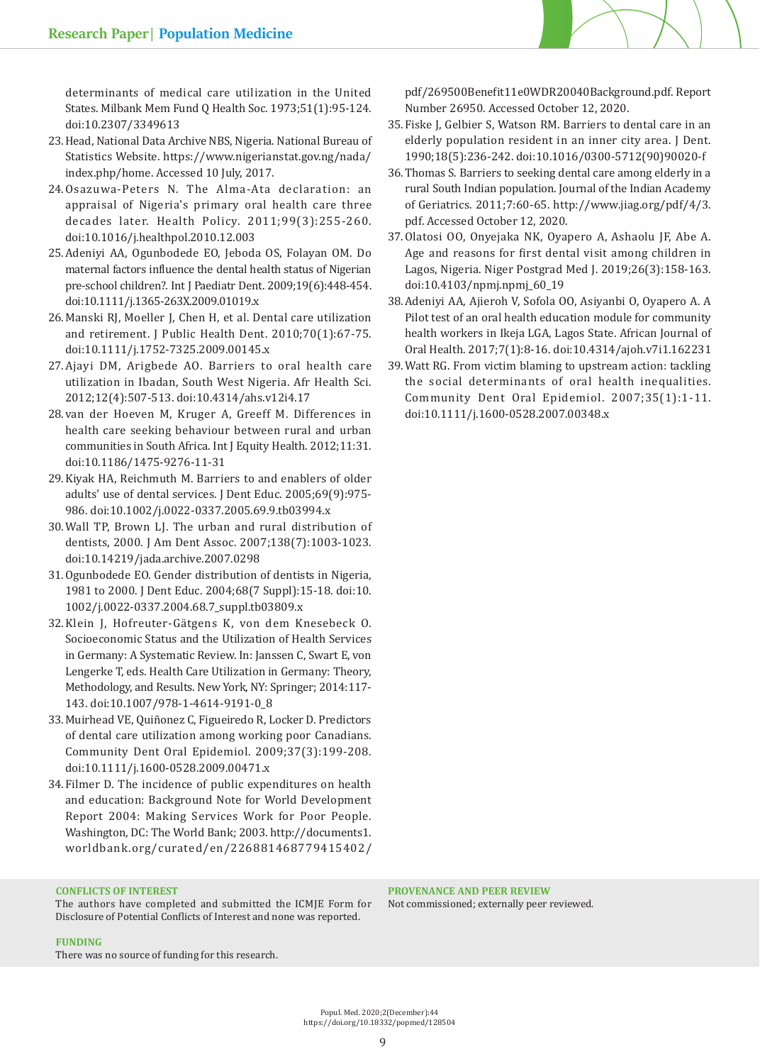determinants of medical care utilization in the United States. Milbank Mem Fund Q Health Soc. 1973;51(1):95-124. doi:10.2307/3349613

23. Head, National Data Archive NBS, Nigeria. National Bureau of Statistics Website. https://www.nigerianstat.gov.ng/nada/index.php/home. Accessed 10 July, 2017.
24. Osazuwa-Peters N. The Alma-Ata declaration: an appraisal of Nigeria's primary oral health care three decades later. Health Policy. 2011;99(3):255-260. doi:10.1016/j.healthpol.2010.12.003
25. Adeniyi AA, Ogunbodede EO, Jeboda OS, Folayan OM. Do maternal factors influence the dental health status of Nigerian pre-school children?. Int J Paediatr Dent. 2009;19(6):448-454. doi:10.1111/j.1365-263X.2009.01019.x
26. Manski RJ, Moeller J, Chen H, et al. Dental care utilization and retirement. J Public Health Dent. 2010;70(1):67-75. doi:10.1111/j.1752-7325.2009.00145.x
27. Ajayi DM, Arigbede AO. Barriers to oral health care utilization in Ibadan, South West Nigeria. Afr Health Sci. 2012;12(4):507-513. doi:10.4314/ahs.v12i4.17
28. van der Hoeven M, Kruger A, Greeff M. Differences in health care seeking behaviour between rural and urban communities in South Africa. Int J Equity Health. 2012;11:31. doi:10.1186/1475-9276-11-31
29. Kiyak HA, Reichmuth M. Barriers to and enablers of older adults' use of dental services. J Dent Educ. 2005;69(9):975-986. doi:10.1002/j.0022-0337.2005.69.9.tb03994.x
30. Wall TP, Brown LJ. The urban and rural distribution of dentists, 2000. J Am Dent Assoc. 2007;138(7):1003-1023. doi:10.14219/jada.archive.2007.0298
31. Ogunbodede EO. Gender distribution of dentists in Nigeria, 1981 to 2000. J Dent Educ. 2004;68(7 Suppl):15-18. doi:10.1002/j.0022-0337.2004.68.7_suppl.tb03809.x
32. Klein J, Hofreuter-Gätgens K, von dem Knesebeck O. Socioeconomic Status and the Utilization of Health Services in Germany: A Systematic Review. In: Janssen C, Swart E, von Lengerke T, eds. Health Care Utilization in Germany: Theory, Methodology, and Results. New York, NY: Springer; 2014:117-143. doi:10.1007/978-1-4614-9191-0_8
33. Muirhead VE, Quiñonez C, Figueiredo R, Locker D. Predictors of dental care utilization among working poor Canadians. Community Dent Oral Epidemiol. 2009;37(3):199-208. doi:10.1111/j.1600-0528.2009.00471.x
34. Filmer D. The incidence of public expenditures on health and education: Background Note for World Development Report 2004: Making Services Work for Poor People. Washington, DC: The World Bank; 2003. http://documents1.worldbank.org/curated/en/226881468779415402/pdf/269500Benefit11e0WDR20040Background.pdf. Report Number 26950. Accessed October 12, 2020.
35. Fiske J, Gelbier S, Watson RM. Barriers to dental care in an elderly population resident in an inner city area. J Dent. 1990;18(5):236-242. doi:10.1016/0300-5712(90)90020-f
36. Thomas S. Barriers to seeking dental care among elderly in a rural South Indian population. Journal of the Indian Academy of Geriatrics. 2011;7:60-65. http://www.jiag.org/pdf/4/3.pdf. Accessed October 12, 2020.
37. Olatosi OO, Onyejaka NK, Oyapero A, Ashaolu JF, Abe A. Age and reasons for first dental visit among children in Lagos, Nigeria. Niger Postgrad Med J. 2019;26(3):158-163. doi:10.4103/npmj.npmj_60_19
38. Adeniyi AA, Ajieroh V, Sofola OO, Asiyanbi O, Oyapero A. A Pilot test of an oral health education module for community health workers in Ikeja LGA, Lagos State. African Journal of Oral Health. 2017;7(1):8-16. doi:10.4314/ajoh.v7i1.162231
39. Watt RG. From victim blaming to upstream action: tackling the social determinants of oral health inequalities. Community Dent Oral Epidemiol. 2007;35(1):1-11. doi:10.1111/j.1600-0528.2007.00348.x

**CONFLICTS OF INTEREST**

The authors have completed and submitted the ICMJE Form for Disclosure of Potential Conflicts of Interest and none was reported.

**FUNDING**

There was no source of funding for this research.

**PROVENANCE AND PEER REVIEW**

Not commissioned; externally peer reviewed.